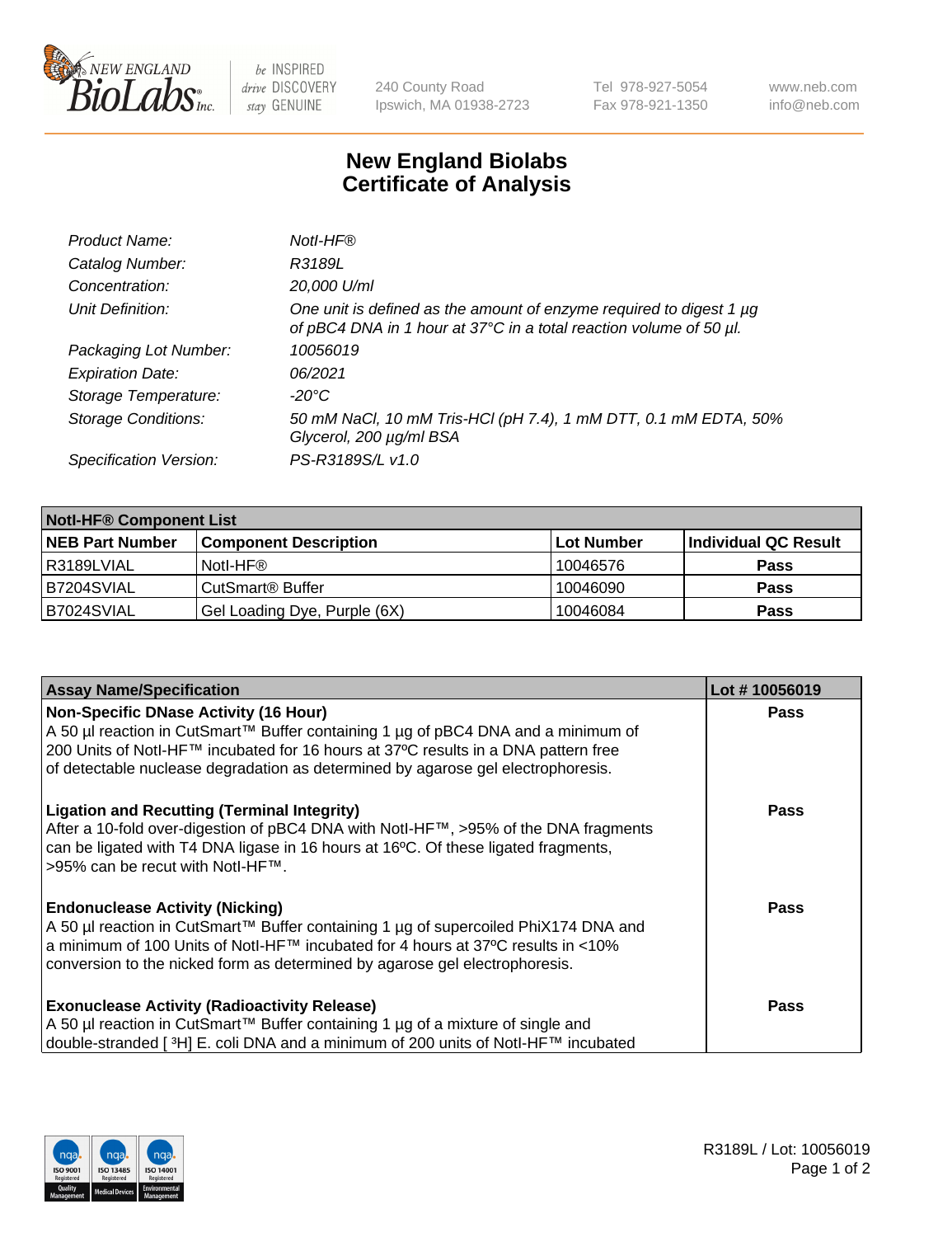# New England Biolabs Certificate of Analysis

| | |
|---|---|
| *Product Name:* | *NotI-HF®* |
| *Catalog Number:* | *R3189L* |
| *Concentration:* | *20,000 U/ml* |
| *Unit Definition:* | *One unit is defined as the amount of enzyme required to digest 1 µg of pBC4 DNA in 1 hour at 37°C in a total reaction volume of 50 µl.* |
| *Packaging Lot Number:* | *10056019* |
| *Expiration Date:* | *06/2021* |
| *Storage Temperature:* | *-20°C* |
| *Storage Conditions:* | *50 mM NaCl, 10 mM Tris-HCl (pH 7.4), 1 mM DTT, 0.1 mM EDTA, 50% Glycerol, 200 µg/ml BSA* |
| *Specification Version:* | *PS-R3189S/L v1.0* |

| **NotI-HF® Component List** | | | |
|---|---|---|---|
| **NEB Part Number** | **Component Description** | **Lot Number** | **Individual QC Result** |
| R3189LVIAL | NotI-HF® | 10046576 | **Pass** |
| B7204SVIAL | CutSmart® Buffer | 10046090 | **Pass** |
| B7024SVIAL | Gel Loading Dye, Purple (6X) | 10046084 | **Pass** |

| **Assay Name/Specification** | **Lot # 10056019** |
|---|---|
| **Non-Specific DNase Activity (16 Hour)**<br>A 50 µl reaction in CutSmart™ Buffer containing 1 µg of pBC4 DNA and a minimum of 200 Units of NotI-HF™ incubated for 16 hours at 37ºC results in a DNA pattern free of detectable nuclease degradation as determined by agarose gel electrophoresis. | **Pass** |
| **Ligation and Recutting (Terminal Integrity)**<br>After a 10-fold over-digestion of pBC4 DNA with NotI-HF™, >95% of the DNA fragments can be ligated with T4 DNA ligase in 16 hours at 16ºC. Of these ligated fragments, >95% can be recut with NotI-HF™. | **Pass** |
| **Endonuclease Activity (Nicking)**<br>A 50 µl reaction in CutSmart™ Buffer containing 1 µg of supercoiled PhiX174 DNA and a minimum of 100 Units of NotI-HF™ incubated for 4 hours at 37ºC results in <10% conversion to the nicked form as determined by agarose gel electrophoresis. | **Pass** |
| **Exonuclease Activity (Radioactivity Release)**<br>A 50 µl reaction in CutSmart™ Buffer containing 1 µg of a mixture of single and double-stranded [ $^{3}$H] E. coli DNA and a minimum of 200 units of NotI-HF™ incubated | **Pass** |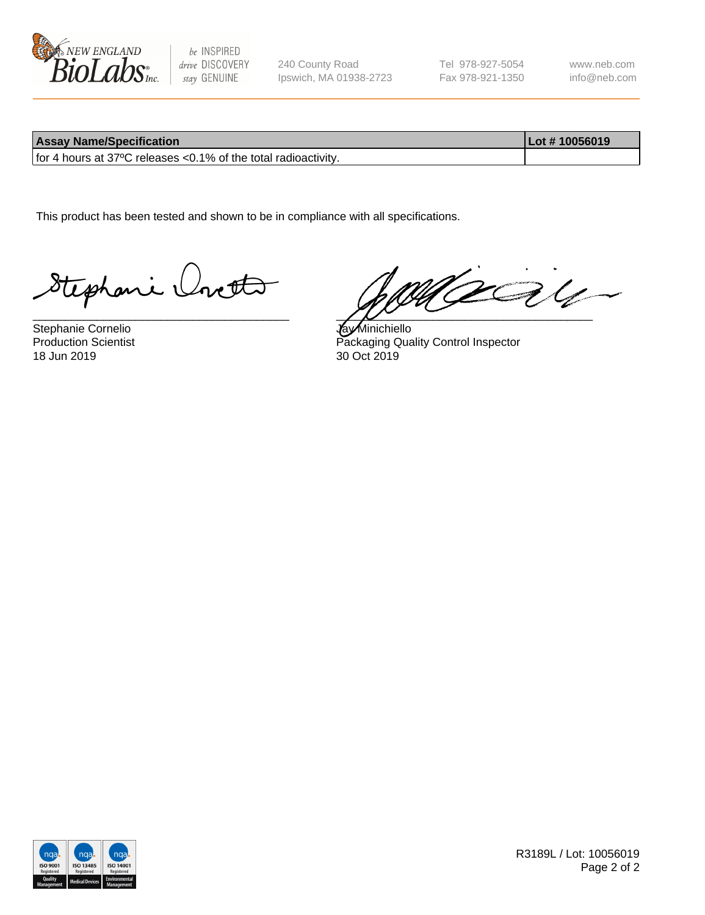| Assay Name/Specification | Lot # 10056019 |
|---|---|
| for 4 hours at 37ºC releases <0.1% of the total radioactivity. | |

This product has been tested and shown to be in compliance with all specifications.

Stephanie Cornelio
Production Scientist
18 Jun 2019

Jay Minichiello
Packaging Quality Control Inspector
30 Oct 2019

R3189L / Lot: 10056019